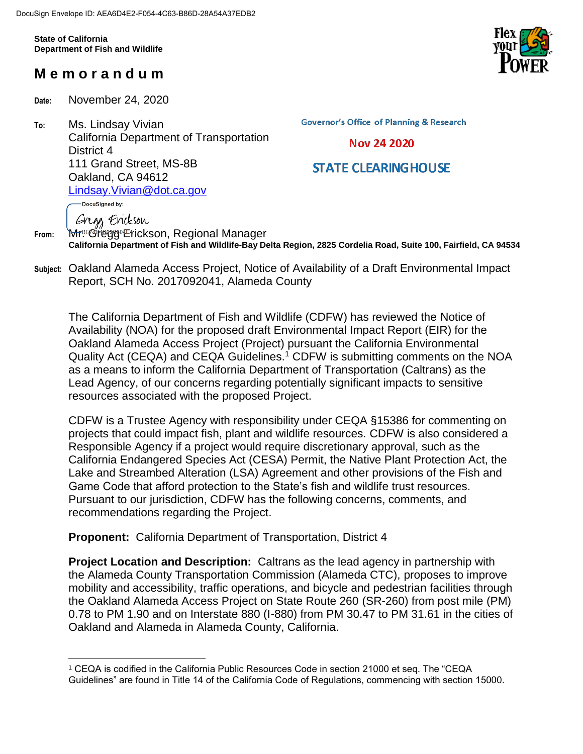DocuSign Envelope ID: AEA6D4E2-F054-4C63-B86D-28A54A37EDB2

**State of California**
**Department of Fish and Wildlife**

# Memorandum

**Date:** November 24, 2020

**To:** Ms. Lindsay Vivian
California Department of Transportation
District 4
111 Grand Street, MS-8B
Oakland, CA 94612
Lindsay.Vivian@dot.ca.gov

Governor's Office of Planning & Research

Nov 24 2020

STATE CLEARINGHOUSE

DocuSigned by:
Gregg Erickson

**From:** Mr. Gregg Erickson, Regional Manager
**California Department of Fish and Wildlife-Bay Delta Region, 2825 Cordelia Road, Suite 100, Fairfield, CA 94534**

**Subject:** Oakland Alameda Access Project, Notice of Availability of a Draft Environmental Impact Report, SCH No. 2017092041, Alameda County

The California Department of Fish and Wildlife (CDFW) has reviewed the Notice of Availability (NOA) for the proposed draft Environmental Impact Report (EIR) for the Oakland Alameda Access Project (Project) pursuant the California Environmental Quality Act (CEQA) and CEQA Guidelines.[1] CDFW is submitting comments on the NOA as a means to inform the California Department of Transportation (Caltrans) as the Lead Agency, of our concerns regarding potentially significant impacts to sensitive resources associated with the proposed Project.

CDFW is a Trustee Agency with responsibility under CEQA §15386 for commenting on projects that could impact fish, plant and wildlife resources. CDFW is also considered a Responsible Agency if a project would require discretionary approval, such as the California Endangered Species Act (CESA) Permit, the Native Plant Protection Act, the Lake and Streambed Alteration (LSA) Agreement and other provisions of the Fish and Game Code that afford protection to the State's fish and wildlife trust resources. Pursuant to our jurisdiction, CDFW has the following concerns, comments, and recommendations regarding the Project.

**Proponent:** California Department of Transportation, District 4

**Project Location and Description:** Caltrans as the lead agency in partnership with the Alameda County Transportation Commission (Alameda CTC), proposes to improve mobility and accessibility, traffic operations, and bicycle and pedestrian facilities through the Oakland Alameda Access Project on State Route 260 (SR-260) from post mile (PM) 0.78 to PM 1.90 and on Interstate 880 (I-880) from PM 30.47 to PM 31.61 in the cities of Oakland and Alameda in Alameda County, California.

[1] CEQA is codified in the California Public Resources Code in section 21000 et seq. The "CEQA Guidelines" are found in Title 14 of the California Code of Regulations, commencing with section 15000.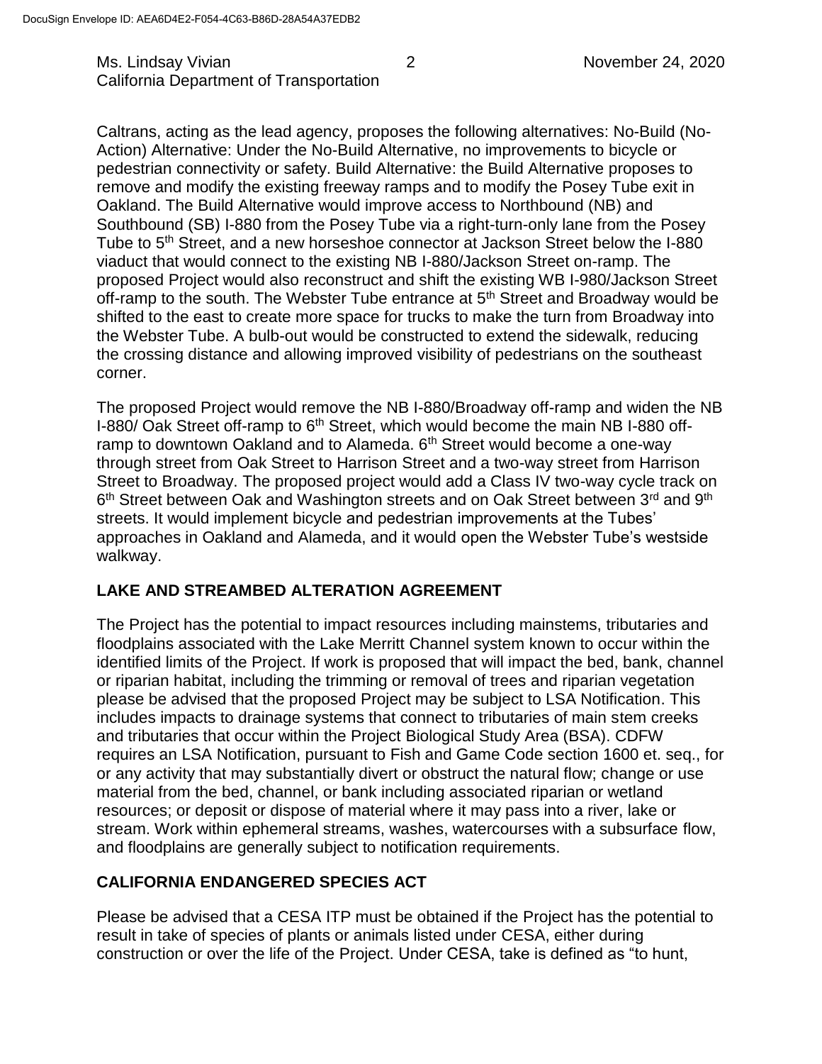Caltrans, acting as the lead agency, proposes the following alternatives: No-Build (No-Action) Alternative: Under the No-Build Alternative, no improvements to bicycle or pedestrian connectivity or safety. Build Alternative: the Build Alternative proposes to remove and modify the existing freeway ramps and to modify the Posey Tube exit in Oakland. The Build Alternative would improve access to Northbound (NB) and Southbound (SB) I-880 from the Posey Tube via a right-turn-only lane from the Posey Tube to 5th Street, and a new horseshoe connector at Jackson Street below the I-880 viaduct that would connect to the existing NB I-880/Jackson Street on-ramp. The proposed Project would also reconstruct and shift the existing WB I-980/Jackson Street off-ramp to the south. The Webster Tube entrance at 5th Street and Broadway would be shifted to the east to create more space for trucks to make the turn from Broadway into the Webster Tube. A bulb-out would be constructed to extend the sidewalk, reducing the crossing distance and allowing improved visibility of pedestrians on the southeast corner.

The proposed Project would remove the NB I-880/Broadway off-ramp and widen the NB I-880/ Oak Street off-ramp to 6th Street, which would become the main NB I-880 off-ramp to downtown Oakland and to Alameda. 6th Street would become a one-way through street from Oak Street to Harrison Street and a two-way street from Harrison Street to Broadway. The proposed project would add a Class IV two-way cycle track on 6th Street between Oak and Washington streets and on Oak Street between 3rd and 9th streets. It would implement bicycle and pedestrian improvements at the Tubes' approaches in Oakland and Alameda, and it would open the Webster Tube's westside walkway.

## LAKE AND STREAMBED ALTERATION AGREEMENT

The Project has the potential to impact resources including mainstems, tributaries and floodplains associated with the Lake Merritt Channel system known to occur within the identified limits of the Project. If work is proposed that will impact the bed, bank, channel or riparian habitat, including the trimming or removal of trees and riparian vegetation please be advised that the proposed Project may be subject to LSA Notification. This includes impacts to drainage systems that connect to tributaries of main stem creeks and tributaries that occur within the Project Biological Study Area (BSA). CDFW requires an LSA Notification, pursuant to Fish and Game Code section 1600 et. seq., for or any activity that may substantially divert or obstruct the natural flow; change or use material from the bed, channel, or bank including associated riparian or wetland resources; or deposit or dispose of material where it may pass into a river, lake or stream. Work within ephemeral streams, washes, watercourses with a subsurface flow, and floodplains are generally subject to notification requirements.

## CALIFORNIA ENDANGERED SPECIES ACT

Please be advised that a CESA ITP must be obtained if the Project has the potential to result in take of species of plants or animals listed under CESA, either during construction or over the life of the Project. Under CESA, take is defined as "to hunt,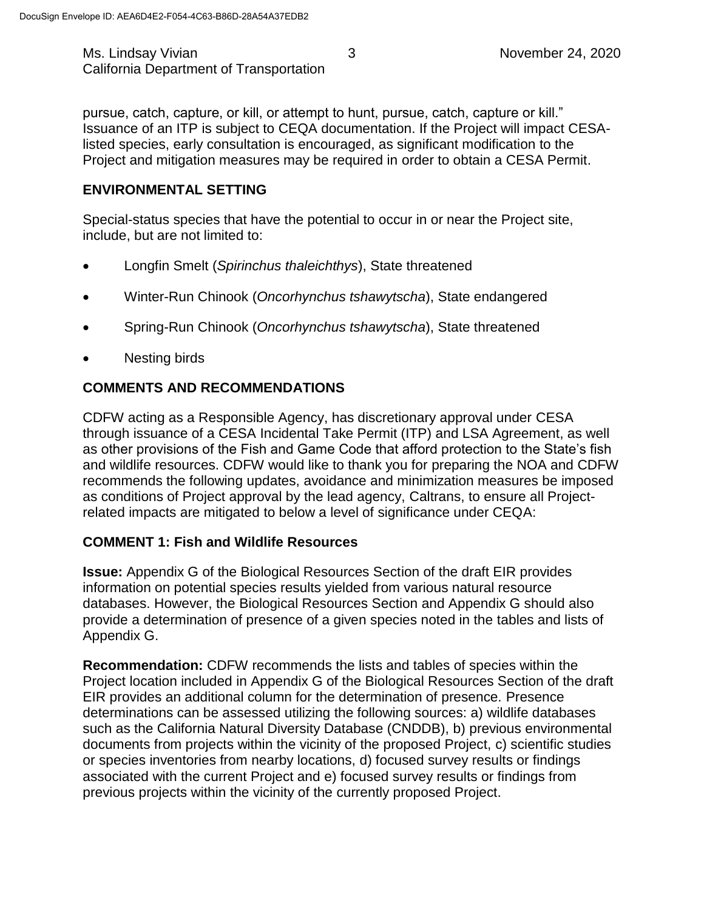pursue, catch, capture, or kill, or attempt to hunt, pursue, catch, capture or kill." Issuance of an ITP is subject to CEQA documentation. If the Project will impact CESA-listed species, early consultation is encouraged, as significant modification to the Project and mitigation measures may be required in order to obtain a CESA Permit.

## ENVIRONMENTAL SETTING

Special-status species that have the potential to occur in or near the Project site, include, but are not limited to:

- Longfin Smelt (*Spirinchus thaleichthys*), State threatened
- Winter-Run Chinook (*Oncorhynchus tshawytscha*), State endangered
- Spring-Run Chinook (*Oncorhynchus tshawytscha*), State threatened
- Nesting birds

## COMMENTS AND RECOMMENDATIONS

CDFW acting as a Responsible Agency, has discretionary approval under CESA through issuance of a CESA Incidental Take Permit (ITP) and LSA Agreement, as well as other provisions of the Fish and Game Code that afford protection to the State's fish and wildlife resources. CDFW would like to thank you for preparing the NOA and CDFW recommends the following updates, avoidance and minimization measures be imposed as conditions of Project approval by the lead agency, Caltrans, to ensure all Project-related impacts are mitigated to below a level of significance under CEQA:

### COMMENT 1: Fish and Wildlife Resources

**Issue:** Appendix G of the Biological Resources Section of the draft EIR provides information on potential species results yielded from various natural resource databases. However, the Biological Resources Section and Appendix G should also provide a determination of presence of a given species noted in the tables and lists of Appendix G.

**Recommendation:** CDFW recommends the lists and tables of species within the Project location included in Appendix G of the Biological Resources Section of the draft EIR provides an additional column for the determination of presence. Presence determinations can be assessed utilizing the following sources: a) wildlife databases such as the California Natural Diversity Database (CNDDB), b) previous environmental documents from projects within the vicinity of the proposed Project, c) scientific studies or species inventories from nearby locations, d) focused survey results or findings associated with the current Project and e) focused survey results or findings from previous projects within the vicinity of the currently proposed Project.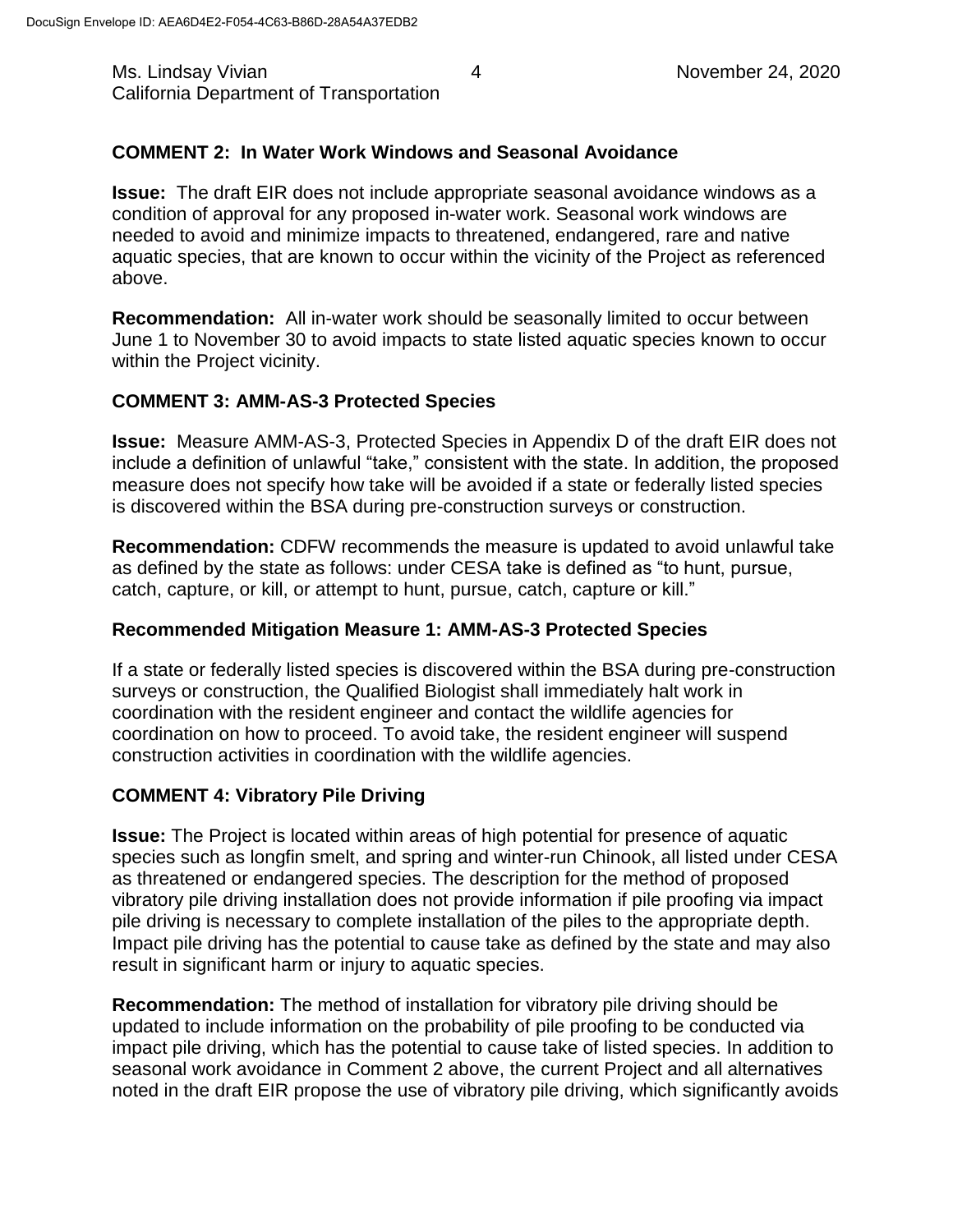### COMMENT 2: In Water Work Windows and Seasonal Avoidance

**Issue:** The draft EIR does not include appropriate seasonal avoidance windows as a condition of approval for any proposed in-water work. Seasonal work windows are needed to avoid and minimize impacts to threatened, endangered, rare and native aquatic species, that are known to occur within the vicinity of the Project as referenced above.

**Recommendation:** All in-water work should be seasonally limited to occur between June 1 to November 30 to avoid impacts to state listed aquatic species known to occur within the Project vicinity.

### COMMENT 3: AMM-AS-3 Protected Species

**Issue:** Measure AMM-AS-3, Protected Species in Appendix D of the draft EIR does not include a definition of unlawful "take," consistent with the state. In addition, the proposed measure does not specify how take will be avoided if a state or federally listed species is discovered within the BSA during pre-construction surveys or construction.

**Recommendation:** CDFW recommends the measure is updated to avoid unlawful take as defined by the state as follows: under CESA take is defined as "to hunt, pursue, catch, capture, or kill, or attempt to hunt, pursue, catch, capture or kill."

### Recommended Mitigation Measure 1: AMM-AS-3 Protected Species

If a state or federally listed species is discovered within the BSA during pre-construction surveys or construction, the Qualified Biologist shall immediately halt work in coordination with the resident engineer and contact the wildlife agencies for coordination on how to proceed. To avoid take, the resident engineer will suspend construction activities in coordination with the wildlife agencies.

### COMMENT 4: Vibratory Pile Driving

**Issue:** The Project is located within areas of high potential for presence of aquatic species such as longfin smelt, and spring and winter-run Chinook, all listed under CESA as threatened or endangered species. The description for the method of proposed vibratory pile driving installation does not provide information if pile proofing via impact pile driving is necessary to complete installation of the piles to the appropriate depth. Impact pile driving has the potential to cause take as defined by the state and may also result in significant harm or injury to aquatic species.

**Recommendation:** The method of installation for vibratory pile driving should be updated to include information on the probability of pile proofing to be conducted via impact pile driving, which has the potential to cause take of listed species. In addition to seasonal work avoidance in Comment 2 above, the current Project and all alternatives noted in the draft EIR propose the use of vibratory pile driving, which significantly avoids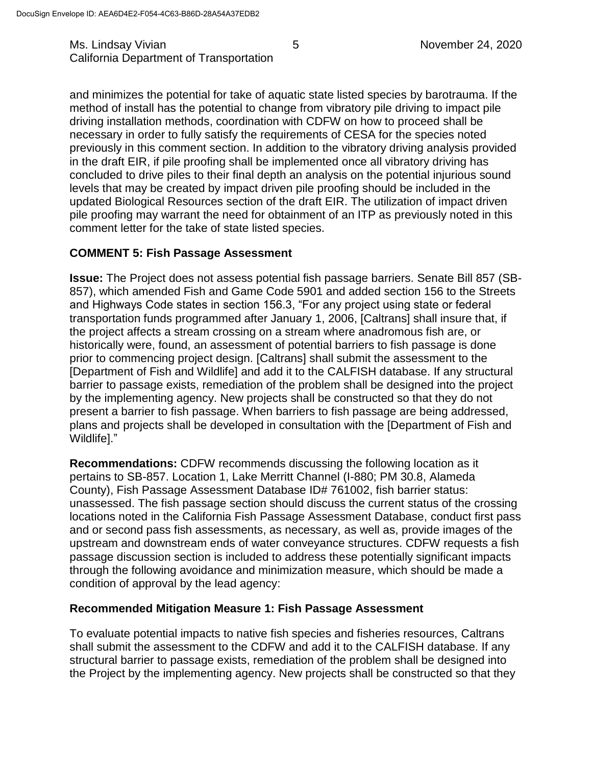and minimizes the potential for take of aquatic state listed species by barotrauma. If the method of install has the potential to change from vibratory pile driving to impact pile driving installation methods, coordination with CDFW on how to proceed shall be necessary in order to fully satisfy the requirements of CESA for the species noted previously in this comment section. In addition to the vibratory driving analysis provided in the draft EIR, if pile proofing shall be implemented once all vibratory driving has concluded to drive piles to their final depth an analysis on the potential injurious sound levels that may be created by impact driven pile proofing should be included in the updated Biological Resources section of the draft EIR. The utilization of impact driven pile proofing may warrant the need for obtainment of an ITP as previously noted in this comment letter for the take of state listed species.

**COMMENT 5: Fish Passage Assessment**

**Issue:** The Project does not assess potential fish passage barriers. Senate Bill 857 (SB-857), which amended Fish and Game Code 5901 and added section 156 to the Streets and Highways Code states in section 156.3, "For any project using state or federal transportation funds programmed after January 1, 2006, [Caltrans] shall insure that, if the project affects a stream crossing on a stream where anadromous fish are, or historically were, found, an assessment of potential barriers to fish passage is done prior to commencing project design. [Caltrans] shall submit the assessment to the [Department of Fish and Wildlife] and add it to the CALFISH database. If any structural barrier to passage exists, remediation of the problem shall be designed into the project by the implementing agency. New projects shall be constructed so that they do not present a barrier to fish passage. When barriers to fish passage are being addressed, plans and projects shall be developed in consultation with the [Department of Fish and Wildlife]."

**Recommendations:** CDFW recommends discussing the following location as it pertains to SB-857. Location 1, Lake Merritt Channel (I-880; PM 30.8, Alameda County), Fish Passage Assessment Database ID# 761002, fish barrier status: unassessed. The fish passage section should discuss the current status of the crossing locations noted in the California Fish Passage Assessment Database, conduct first pass and or second pass fish assessments, as necessary, as well as, provide images of the upstream and downstream ends of water conveyance structures. CDFW requests a fish passage discussion section is included to address these potentially significant impacts through the following avoidance and minimization measure, which should be made a condition of approval by the lead agency:

**Recommended Mitigation Measure 1: Fish Passage Assessment**

To evaluate potential impacts to native fish species and fisheries resources, Caltrans shall submit the assessment to the CDFW and add it to the CALFISH database. If any structural barrier to passage exists, remediation of the problem shall be designed into the Project by the implementing agency. New projects shall be constructed so that they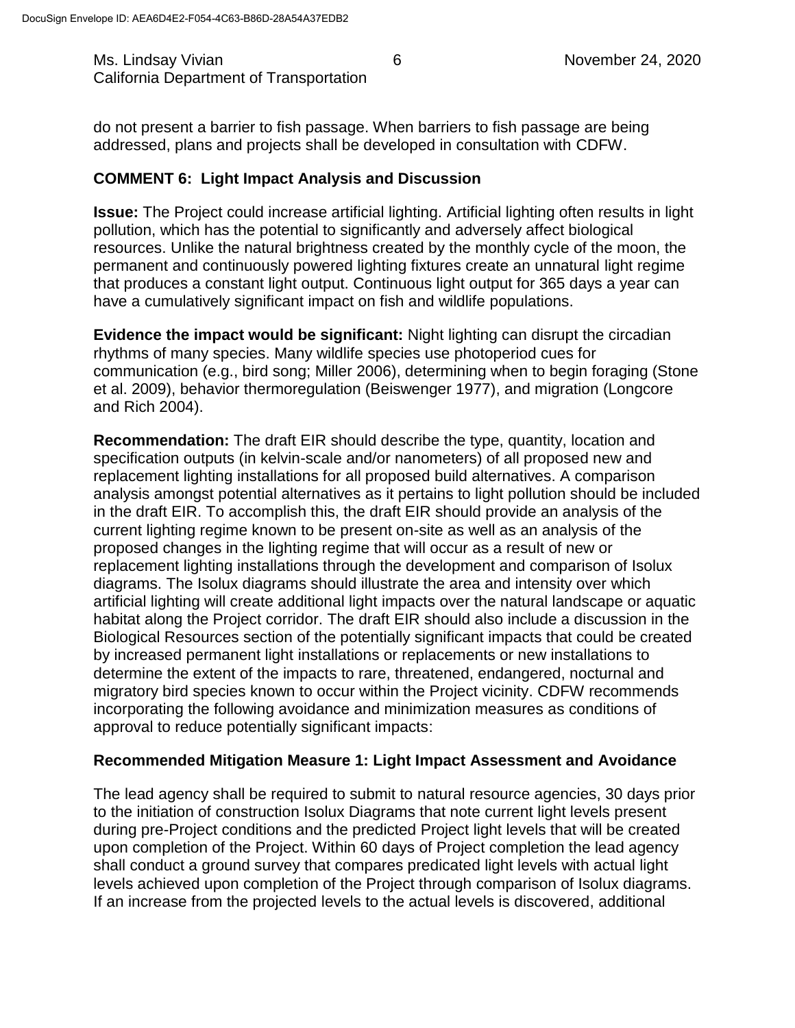do not present a barrier to fish passage. When barriers to fish passage are being addressed, plans and projects shall be developed in consultation with CDFW.

**COMMENT 6: Light Impact Analysis and Discussion**

**Issue:** The Project could increase artificial lighting. Artificial lighting often results in light pollution, which has the potential to significantly and adversely affect biological resources. Unlike the natural brightness created by the monthly cycle of the moon, the permanent and continuously powered lighting fixtures create an unnatural light regime that produces a constant light output. Continuous light output for 365 days a year can have a cumulatively significant impact on fish and wildlife populations.

**Evidence the impact would be significant:** Night lighting can disrupt the circadian rhythms of many species. Many wildlife species use photoperiod cues for communication (e.g., bird song; Miller 2006), determining when to begin foraging (Stone et al. 2009), behavior thermoregulation (Beiswenger 1977), and migration (Longcore and Rich 2004).

**Recommendation:** The draft EIR should describe the type, quantity, location and specification outputs (in kelvin-scale and/or nanometers) of all proposed new and replacement lighting installations for all proposed build alternatives. A comparison analysis amongst potential alternatives as it pertains to light pollution should be included in the draft EIR. To accomplish this, the draft EIR should provide an analysis of the current lighting regime known to be present on-site as well as an analysis of the proposed changes in the lighting regime that will occur as a result of new or replacement lighting installations through the development and comparison of Isolux diagrams. The Isolux diagrams should illustrate the area and intensity over which artificial lighting will create additional light impacts over the natural landscape or aquatic habitat along the Project corridor. The draft EIR should also include a discussion in the Biological Resources section of the potentially significant impacts that could be created by increased permanent light installations or replacements or new installations to determine the extent of the impacts to rare, threatened, endangered, nocturnal and migratory bird species known to occur within the Project vicinity. CDFW recommends incorporating the following avoidance and minimization measures as conditions of approval to reduce potentially significant impacts:

**Recommended Mitigation Measure 1: Light Impact Assessment and Avoidance**

The lead agency shall be required to submit to natural resource agencies, 30 days prior to the initiation of construction Isolux Diagrams that note current light levels present during pre-Project conditions and the predicted Project light levels that will be created upon completion of the Project. Within 60 days of Project completion the lead agency shall conduct a ground survey that compares predicated light levels with actual light levels achieved upon completion of the Project through comparison of Isolux diagrams. If an increase from the projected levels to the actual levels is discovered, additional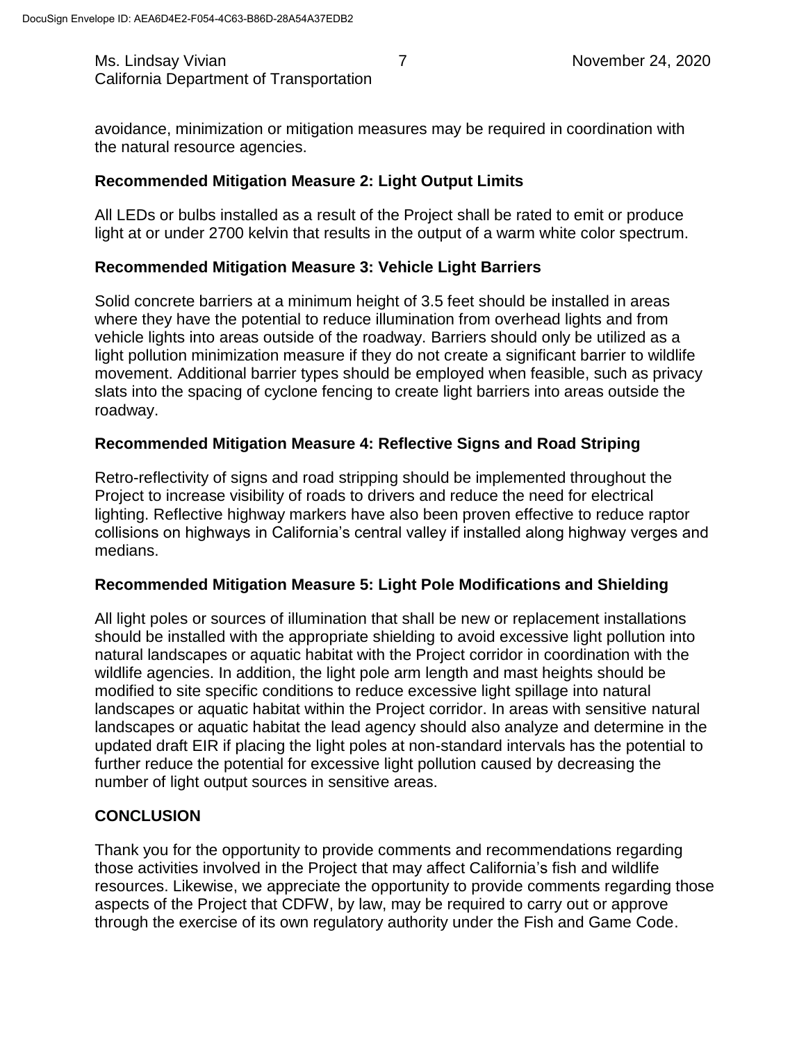avoidance, minimization or mitigation measures may be required in coordination with the natural resource agencies.

**Recommended Mitigation Measure 2: Light Output Limits**

All LEDs or bulbs installed as a result of the Project shall be rated to emit or produce light at or under 2700 kelvin that results in the output of a warm white color spectrum.

**Recommended Mitigation Measure 3: Vehicle Light Barriers**

Solid concrete barriers at a minimum height of 3.5 feet should be installed in areas where they have the potential to reduce illumination from overhead lights and from vehicle lights into areas outside of the roadway. Barriers should only be utilized as a light pollution minimization measure if they do not create a significant barrier to wildlife movement. Additional barrier types should be employed when feasible, such as privacy slats into the spacing of cyclone fencing to create light barriers into areas outside the roadway.

**Recommended Mitigation Measure 4: Reflective Signs and Road Striping**

Retro-reflectivity of signs and road stripping should be implemented throughout the Project to increase visibility of roads to drivers and reduce the need for electrical lighting. Reflective highway markers have also been proven effective to reduce raptor collisions on highways in California's central valley if installed along highway verges and medians.

**Recommended Mitigation Measure 5: Light Pole Modifications and Shielding**

All light poles or sources of illumination that shall be new or replacement installations should be installed with the appropriate shielding to avoid excessive light pollution into natural landscapes or aquatic habitat with the Project corridor in coordination with the wildlife agencies. In addition, the light pole arm length and mast heights should be modified to site specific conditions to reduce excessive light spillage into natural landscapes or aquatic habitat within the Project corridor. In areas with sensitive natural landscapes or aquatic habitat the lead agency should also analyze and determine in the updated draft EIR if placing the light poles at non-standard intervals has the potential to further reduce the potential for excessive light pollution caused by decreasing the number of light output sources in sensitive areas.

**CONCLUSION**

Thank you for the opportunity to provide comments and recommendations regarding those activities involved in the Project that may affect California's fish and wildlife resources. Likewise, we appreciate the opportunity to provide comments regarding those aspects of the Project that CDFW, by law, may be required to carry out or approve through the exercise of its own regulatory authority under the Fish and Game Code.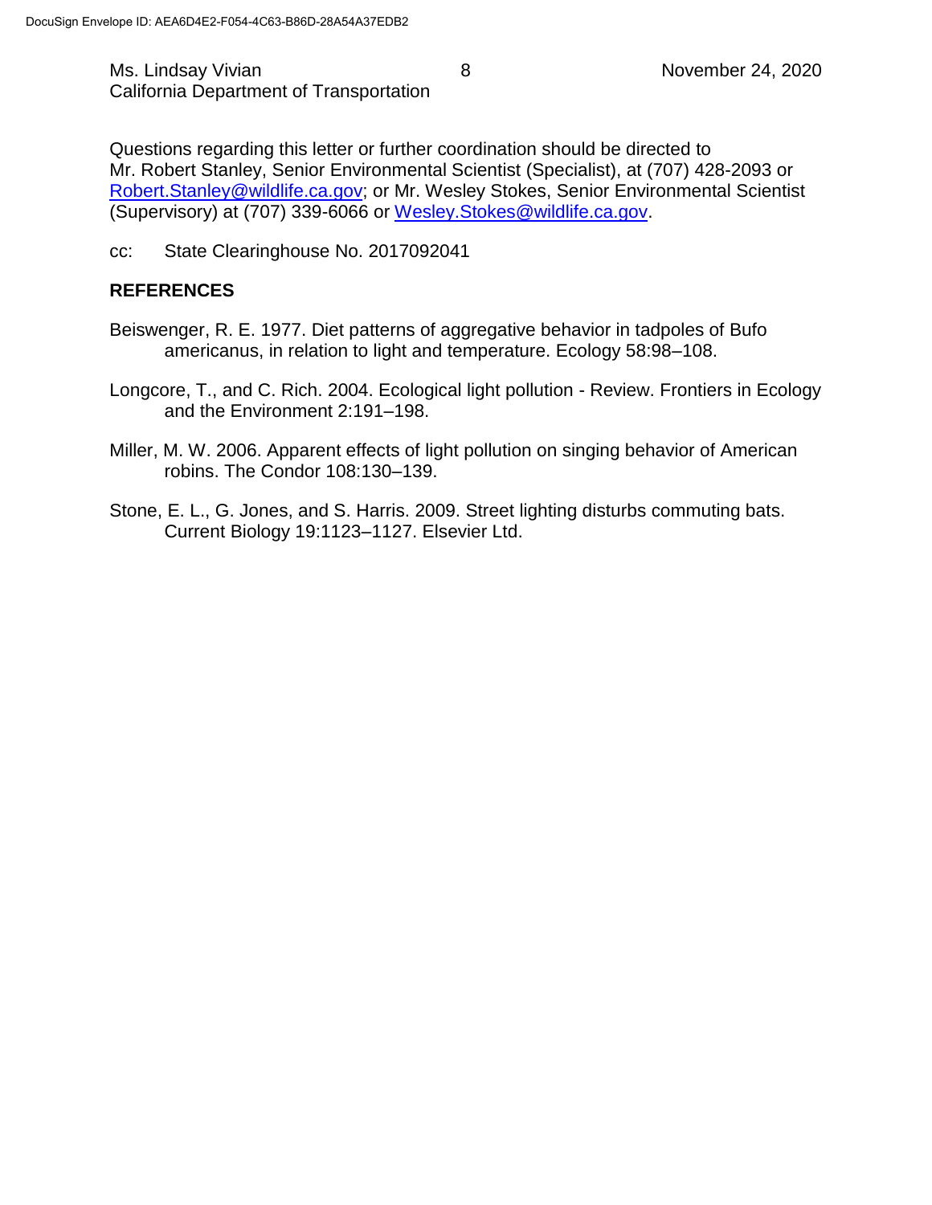Questions regarding this letter or further coordination should be directed to Mr. Robert Stanley, Senior Environmental Scientist (Specialist), at (707) 428-2093 or Robert.Stanley@wildlife.ca.gov; or Mr. Wesley Stokes, Senior Environmental Scientist (Supervisory) at (707) 339-6066 or Wesley.Stokes@wildlife.ca.gov.

cc: State Clearinghouse No. 2017092041

## REFERENCES

Beiswenger, R. E. 1977. Diet patterns of aggregative behavior in tadpoles of Bufo americanus, in relation to light and temperature. Ecology 58:98–108.

Longcore, T., and C. Rich. 2004. Ecological light pollution - Review. Frontiers in Ecology and the Environment 2:191–198.

Miller, M. W. 2006. Apparent effects of light pollution on singing behavior of American robins. The Condor 108:130–139.

Stone, E. L., G. Jones, and S. Harris. 2009. Street lighting disturbs commuting bats. Current Biology 19:1123–1127. Elsevier Ltd.